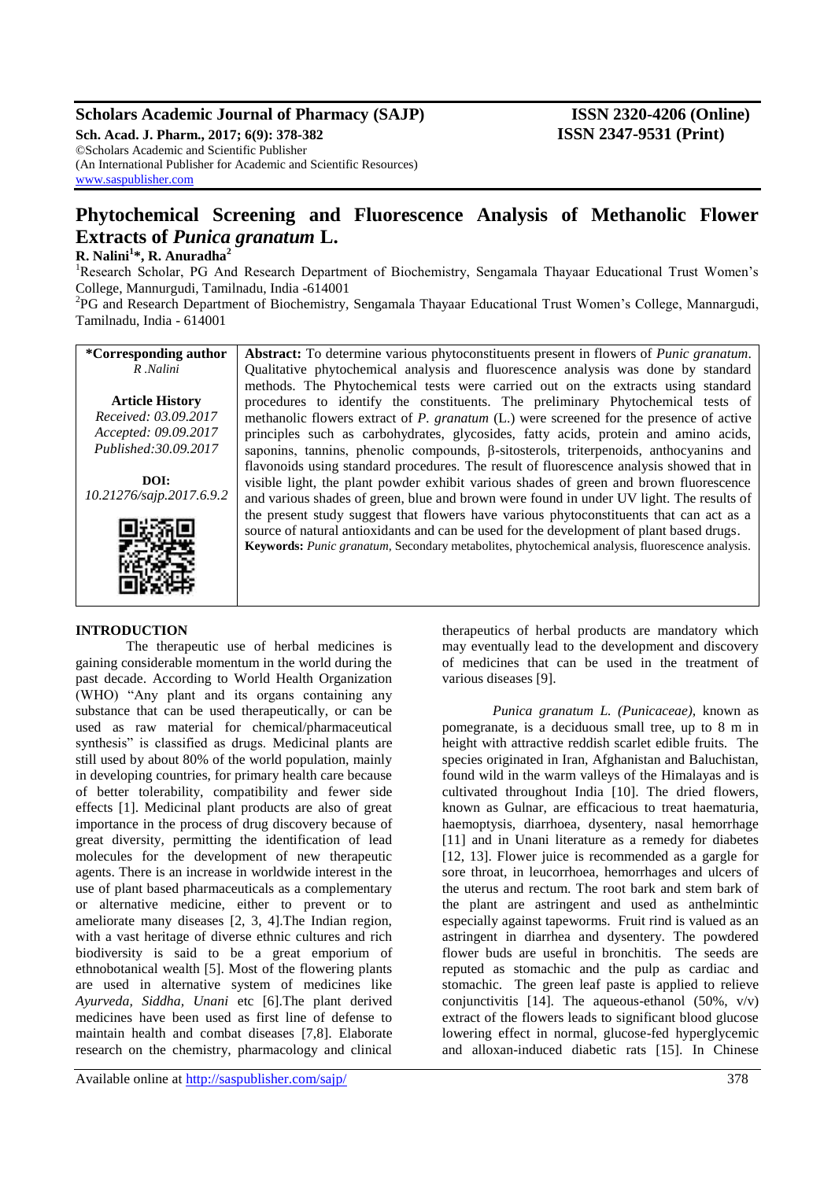Scholars Academic Journal of Pharmacy (SAJP) ISSN 2320-4206 (Online)
Sch. Acad. J. Pharm., 2017; 6(9): 378-382 ISSN 2347-9531 (Print)
©Scholars Academic and Scientific Publisher
(An International Publisher for Academic and Scientific Resources)
www.saspublisher.com

# Phytochemical Screening and Fluorescence Analysis of Methanolic Flower Extracts of *Punica granatum* L.

**R. Nalini[1]*, R. Anuradha[2]**

[1]Research Scholar, PG And Research Department of Biochemistry, Sengamala Thayaar Educational Trust Women's College, Mannurgudi, Tamilnadu, India -614001

[2]PG and Research Department of Biochemistry, Sengamala Thayaar Educational Trust Women's College, Mannargudi, Tamilnadu, India - 614001

**\*Corresponding author**
*R .Nalini*

**Article History**
*Received: 03.09.2017*
*Accepted: 09.09.2017*
*Published:30.09.2017*

**DOI:**
*10.21276/sajp.2017.6.9.2*

**Abstract:** To determine various phytoconstituents present in flowers of *Punic granatum*. Qualitative phytochemical analysis and fluorescence analysis was done by standard methods. The Phytochemical tests were carried out on the extracts using standard procedures to identify the constituents. The preliminary Phytochemical tests of methanolic flowers extract of *P. granatum* (L.) were screened for the presence of active principles such as carbohydrates, glycosides, fatty acids, protein and amino acids, saponins, tannins, phenolic compounds, β-sitosterols, triterpenoids, anthocyanins and flavonoids using standard procedures. The result of fluorescence analysis showed that in visible light, the plant powder exhibit various shades of green and brown fluorescence and various shades of green, blue and brown were found in under UV light. The results of the present study suggest that flowers have various phytoconstituents that can act as a source of natural antioxidants and can be used for the development of plant based drugs.

**Keywords:** *Punic granatum*, Secondary metabolites, phytochemical analysis, fluorescence analysis.

## INTRODUCTION

The therapeutic use of herbal medicines is gaining considerable momentum in the world during the past decade. According to World Health Organization (WHO) "Any plant and its organs containing any substance that can be used therapeutically, or can be used as raw material for chemical/pharmaceutical synthesis" is classified as drugs. Medicinal plants are still used by about 80% of the world population, mainly in developing countries, for primary health care because of better tolerability, compatibility and fewer side effects [1]. Medicinal plant products are also of great importance in the process of drug discovery because of great diversity, permitting the identification of lead molecules for the development of new therapeutic agents. There is an increase in worldwide interest in the use of plant based pharmaceuticals as a complementary or alternative medicine, either to prevent or to ameliorate many diseases [2, 3, 4].The Indian region, with a vast heritage of diverse ethnic cultures and rich biodiversity is said to be a great emporium of ethnobotanical wealth [5]. Most of the flowering plants are used in alternative system of medicines like *Ayurveda, Siddha, Unani* etc [6].The plant derived medicines have been used as first line of defense to maintain health and combat diseases [7,8]. Elaborate research on the chemistry, pharmacology and clinical therapeutics of herbal products are mandatory which may eventually lead to the development and discovery of medicines that can be used in the treatment of various diseases [9].

*Punica granatum L. (Punicaceae),* known as pomegranate, is a deciduous small tree, up to 8 m in height with attractive reddish scarlet edible fruits. The species originated in Iran, Afghanistan and Baluchistan, found wild in the warm valleys of the Himalayas and is cultivated throughout India [10]. The dried flowers, known as Gulnar, are efficacious to treat haematuria, haemoptysis, diarrhoea, dysentery, nasal hemorrhage [11] and in Unani literature as a remedy for diabetes [12, 13]. Flower juice is recommended as a gargle for sore throat, in leucorrhoea, hemorrhages and ulcers of the uterus and rectum. The root bark and stem bark of the plant are astringent and used as anthelmintic especially against tapeworms. Fruit rind is valued as an astringent in diarrhea and dysentery. The powdered flower buds are useful in bronchitis. The seeds are reputed as stomachic and the pulp as cardiac and stomachic. The green leaf paste is applied to relieve conjunctivitis [14]. The aqueous-ethanol (50%, v/v) extract of the flowers leads to significant blood glucose lowering effect in normal, glucose-fed hyperglycemic and alloxan-induced diabetic rats [15]. In Chinese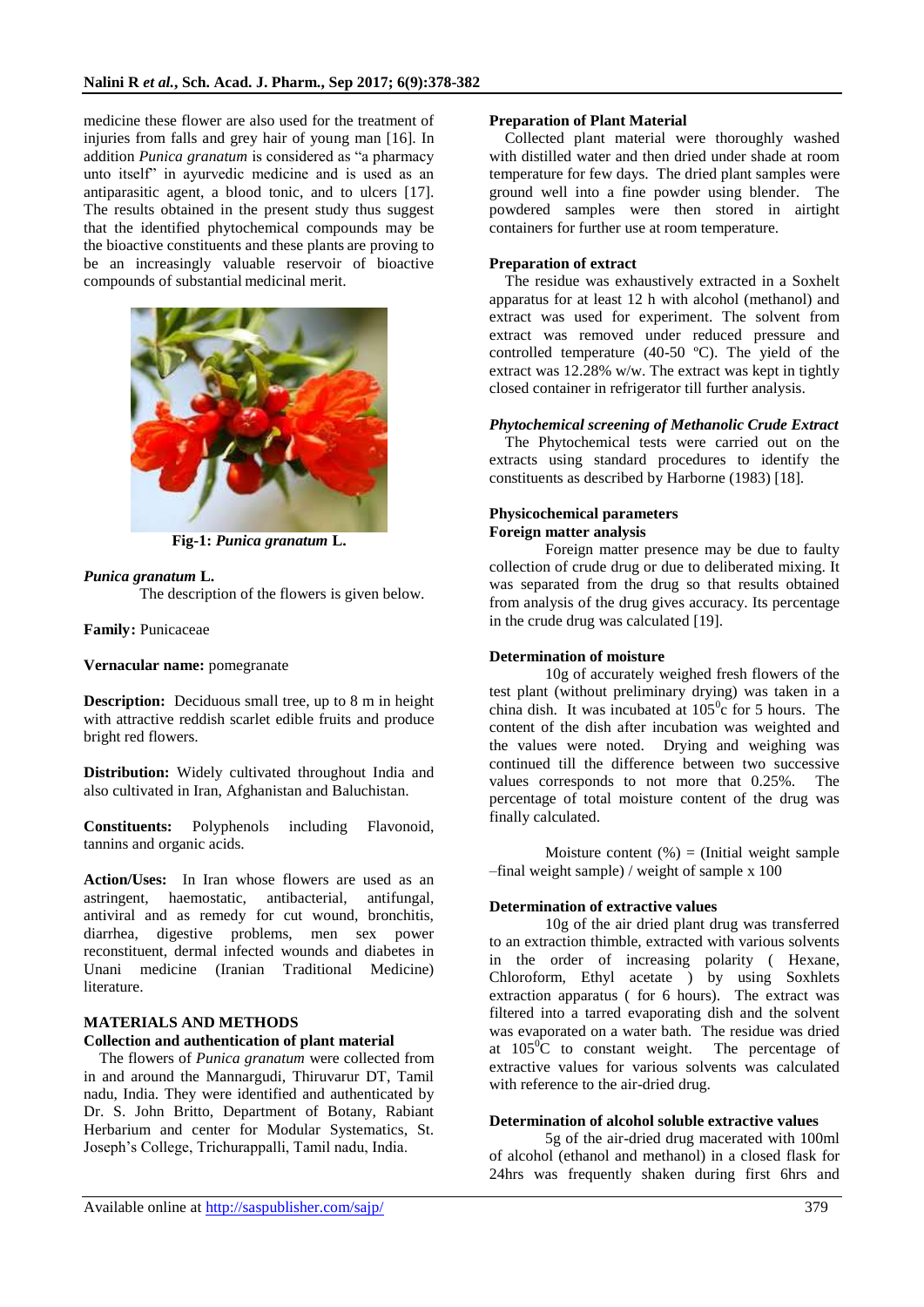medicine these flower are also used for the treatment of injuries from falls and grey hair of young man [16]. In addition *Punica granatum* is considered as "a pharmacy unto itself" in ayurvedic medicine and is used as an antiparasitic agent, a blood tonic, and to ulcers [17]. The results obtained in the present study thus suggest that the identified phytochemical compounds may be the bioactive constituents and these plants are proving to be an increasingly valuable reservoir of bioactive compounds of substantial medicinal merit.

**Fig-1: *Punica granatum* L.**

***Punica granatum* L.**

The description of the flowers is given below.

**Family:** Punicaceae

**Vernacular name:** pomegranate

**Description:** Deciduous small tree, up to 8 m in height with attractive reddish scarlet edible fruits and produce bright red flowers.

**Distribution:** Widely cultivated throughout India and also cultivated in Iran, Afghanistan and Baluchistan.

**Constituents:** Polyphenols including Flavonoid, tannins and organic acids.

**Action/Uses:** In Iran whose flowers are used as an astringent, haemostatic, antibacterial, antifungal, antiviral and as remedy for cut wound, bronchitis, diarrhea, digestive problems, men sex power reconstituent, dermal infected wounds and diabetes in Unani medicine (Iranian Traditional Medicine) literature.

## MATERIALS AND METHODS

### Collection and authentication of plant material

The flowers of *Punica granatum* were collected from in and around the Mannargudi, Thiruvarur DT, Tamil nadu, India. They were identified and authenticated by Dr. S. John Britto, Department of Botany, Rabiant Herbarium and center for Modular Systematics, St. Joseph's College, Trichurappalli, Tamil nadu, India.

### Preparation of Plant Material

Collected plant material were thoroughly washed with distilled water and then dried under shade at room temperature for few days. The dried plant samples were ground well into a fine powder using blender. The powdered samples were then stored in airtight containers for further use at room temperature.

### Preparation of extract

The residue was exhaustively extracted in a Soxhelt apparatus for at least 12 h with alcohol (methanol) and extract was used for experiment. The solvent from extract was removed under reduced pressure and controlled temperature (40-50 ºC). The yield of the extract was 12.28% w/w. The extract was kept in tightly closed container in refrigerator till further analysis.

### *Phytochemical screening of Methanolic Crude Extract*

The Phytochemical tests were carried out on the extracts using standard procedures to identify the constituents as described by Harborne (1983) [18].

### Physicochemical parameters

#### Foreign matter analysis

Foreign matter presence may be due to faulty collection of crude drug or due to deliberated mixing. It was separated from the drug so that results obtained from analysis of the drug gives accuracy. Its percentage in the crude drug was calculated [19].

#### Determination of moisture

10g of accurately weighed fresh flowers of the test plant (without preliminary drying) was taken in a china dish. It was incubated at $105^0$c for 5 hours. The content of the dish after incubation was weighted and the values were noted. Drying and weighing was continued till the difference between two successive values corresponds to not more that 0.25%. The percentage of total moisture content of the drug was finally calculated.

Moisture content (%) = (Initial weight sample –final weight sample) / weight of sample x 100

#### Determination of extractive values

10g of the air dried plant drug was transferred to an extraction thimble, extracted with various solvents in the order of increasing polarity ( Hexane, Chloroform, Ethyl acetate ) by using Soxhlets extraction apparatus ( for 6 hours). The extract was filtered into a tarred evaporating dish and the solvent was evaporated on a water bath. The residue was dried at $105^0$C to constant weight. The percentage of extractive values for various solvents was calculated with reference to the air-dried drug.

#### Determination of alcohol soluble extractive values

5g of the air-dried drug macerated with 100ml of alcohol (ethanol and methanol) in a closed flask for 24hrs was frequently shaken during first 6hrs and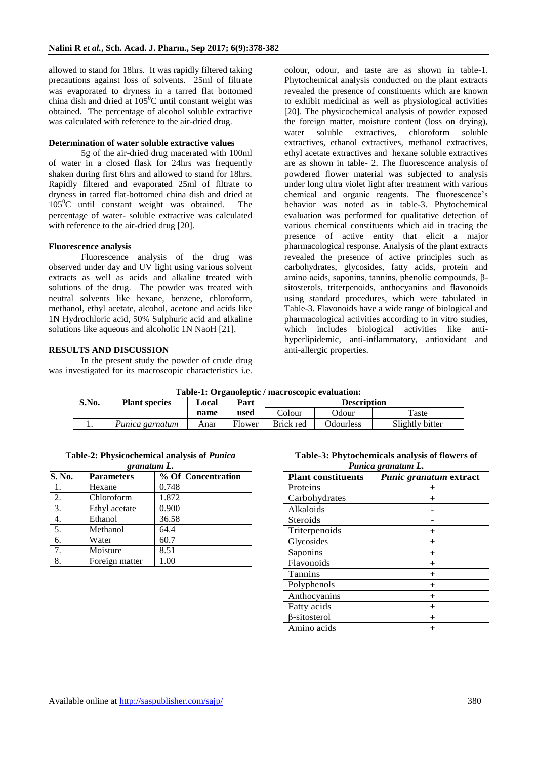allowed to stand for 18hrs. It was rapidly filtered taking precautions against loss of solvents. 25ml of filtrate was evaporated to dryness in a tarred flat bottomed china dish and dried at $105^0$C until constant weight was obtained. The percentage of alcohol soluble extractive was calculated with reference to the air-dried drug.

**Determination of water soluble extractive values**

5g of the air-dried drug macerated with 100ml of water in a closed flask for 24hrs was frequently shaken during first 6hrs and allowed to stand for 18hrs. Rapidly filtered and evaporated 25ml of filtrate to dryness in tarred flat-bottomed china dish and dried at $105^0$C until constant weight was obtained. The percentage of water- soluble extractive was calculated with reference to the air-dried drug [20].

**Fluorescence analysis**

Fluorescence analysis of the drug was observed under day and UV light using various solvent extracts as well as acids and alkaline treated with solutions of the drug. The powder was treated with neutral solvents like hexane, benzene, chloroform, methanol, ethyl acetate, alcohol, acetone and acids like 1N Hydrochloric acid, 50% Sulphuric acid and alkaline solutions like aqueous and alcoholic 1N NaoH [21].

## RESULTS AND DISCUSSION

In the present study the powder of crude drug was investigated for its macroscopic characteristics i.e. colour, odour, and taste are as shown in table-1. Phytochemical analysis conducted on the plant extracts revealed the presence of constituents which are known to exhibit medicinal as well as physiological activities [20]. The physicochemical analysis of powder exposed the foreign matter, moisture content (loss on drying), water soluble extractives, chloroform soluble extractives, ethanol extractives, methanol extractives, ethyl acetate extractives and hexane soluble extractives are as shown in table- 2. The fluorescence analysis of powdered flower material was subjected to analysis under long ultra violet light after treatment with various chemical and organic reagents. The fluorescence's behavior was noted as in table-3. Phytochemical evaluation was performed for qualitative detection of various chemical constituents which aid in tracing the presence of active entity that elicit a major pharmacological response. Analysis of the plant extracts revealed the presence of active principles such as carbohydrates, glycosides, fatty acids, protein and amino acids, saponins, tannins, phenolic compounds, β-sitosterols, triterpenoids, anthocyanins and flavonoids using standard procedures, which were tabulated in Table-3. Flavonoids have a wide range of biological and pharmacological activities according to in vitro studies, which includes biological activities like anti-hyperlipidemic, anti-inflammatory, antioxidant and anti-allergic properties.

**Table-1: Organoleptic / macroscopic evaluation:**

| S.No. | Plant species | Local name | Part used | Description | | |
|---|---|---|---|---|---|---|
| | | | | Colour | Odour | Taste |
| 1. | *Punica garnatum* | Anar | Flower | Brick red | Odourless | Slightly bitter |

**Table-2: Physicochemical analysis of *Punica granatum L.***

| S. No. | Parameters | % Of Concentration |
|---|---|---|
| 1. | Hexane | 0.748 |
| 2. | Chloroform | 1.872 |
| 3. | Ethyl acetate | 0.900 |
| 4. | Ethanol | 36.58 |
| 5. | Methanol | 64.4 |
| 6. | Water | 60.7 |
| 7. | Moisture | 8.51 |
| 8. | Foreign matter | 1.00 |

**Table-3: Phytochemicals analysis of flowers of *Punica granatum L.***

| Plant constituents | *Punic granatum* extract |
|---|---|
| Proteins | + |
| Carbohydrates | + |
| Alkaloids | - |
| Steroids | - |
| Triterpenoids | + |
| Glycosides | + |
| Saponins | + |
| Flavonoids | + |
| Tannins | + |
| Polyphenols | + |
| Anthocyanins | + |
| Fatty acids | + |
| β-sitosterol | + |
| Amino acids | + |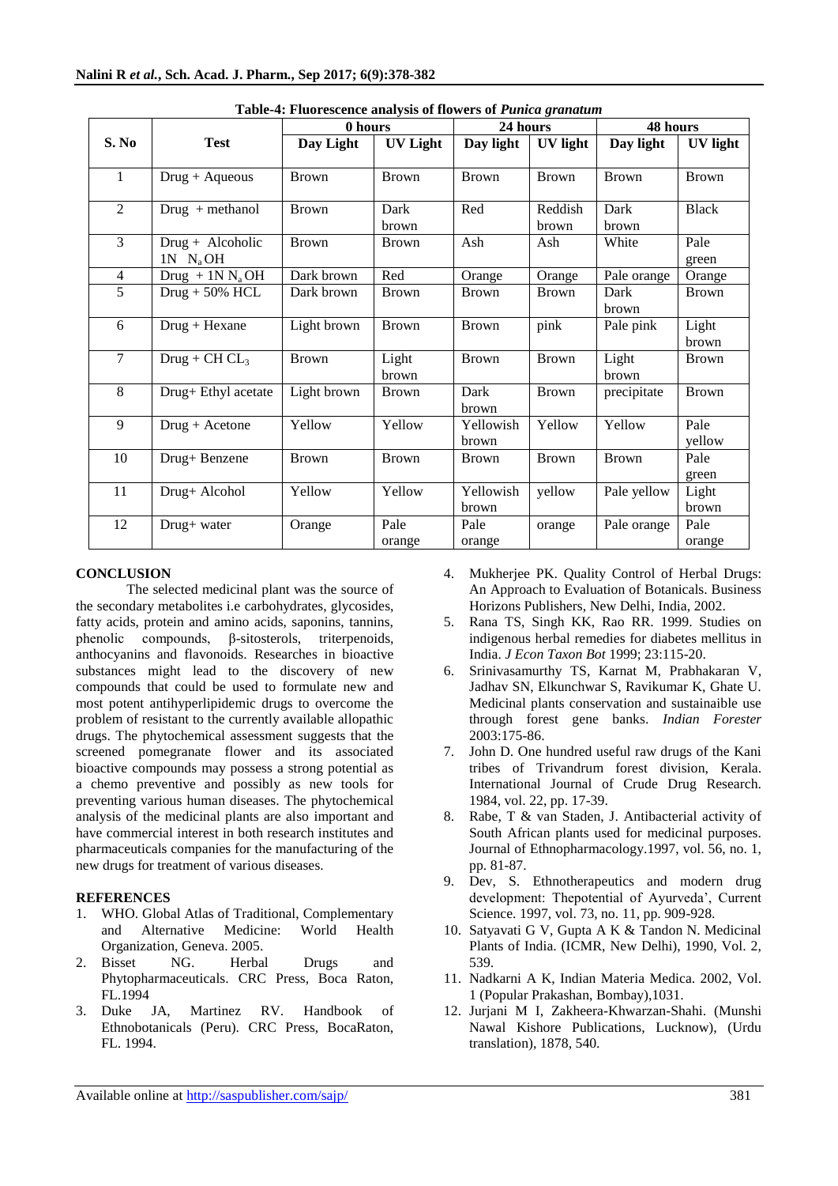**Table-4: Fluorescence analysis of flowers of *Punica granatum***

| S. No | Test | 0 hours | | 24 hours | | 48 hours | |
|---|---|---|---|---|---|---|---|
| | | Day Light | UV Light | Day light | UV light | Day light | UV light |
| 1 | Drug + Aqueous | Brown | Brown | Brown | Brown | Brown | Brown |
| 2 | Drug + methanol | Brown | Dark brown | Red | Reddish brown | Dark brown | Black |
| 3 | Drug + Alcoholic 1N $N_aOH$ | Brown | Brown | Ash | Ash | White | Pale green |
| 4 | Drug + 1N $N_aOH$ | Dark brown | Red | Orange | Orange | Pale orange | Orange |
| 5 | Drug + 50% HCL | Dark brown | Brown | Brown | Brown | Dark brown | Brown |
| 6 | Drug + Hexane | Light brown | Brown | Brown | pink | Pale pink | Light brown |
| 7 | Drug + $CH\ CL_3$ | Brown | Light brown | Brown | Brown | Light brown | Brown |
| 8 | Drug+ Ethyl acetate | Light brown | Brown | Dark brown | Brown | precipitate | Brown |
| 9 | Drug + Acetone | Yellow | Yellow | Yellowish brown | Yellow | Yellow | Pale yellow |
| 10 | Drug+ Benzene | Brown | Brown | Brown | Brown | Brown | Pale green |
| 11 | Drug+ Alcohol | Yellow | Yellow | Yellowish brown | yellow | Pale yellow | Light brown |
| 12 | Drug+ water | Orange | Pale orange | Pale orange | orange | Pale orange | Pale orange |

## CONCLUSION

The selected medicinal plant was the source of the secondary metabolites i.e carbohydrates, glycosides, fatty acids, protein and amino acids, saponins, tannins, phenolic compounds, β-sitosterols, triterpenoids, anthocyanins and flavonoids. Researches in bioactive substances might lead to the discovery of new compounds that could be used to formulate new and most potent antihyperlipidemic drugs to overcome the problem of resistant to the currently available allopathic drugs. The phytochemical assessment suggests that the screened pomegranate flower and its associated bioactive compounds may possess a strong potential as a chemo preventive and possibly as new tools for preventing various human diseases. The phytochemical analysis of the medicinal plants are also important and have commercial interest in both research institutes and pharmaceuticals companies for the manufacturing of the new drugs for treatment of various diseases.

## REFERENCES

1. WHO. Global Atlas of Traditional, Complementary and Alternative Medicine: World Health Organization, Geneva. 2005.
2. Bisset NG. Herbal Drugs and Phytopharmaceuticals. CRC Press, Boca Raton, FL.1994
3. Duke JA, Martinez RV. Handbook of Ethnobotanicals (Peru). CRC Press, BocaRaton, FL. 1994.
4. Mukherjee PK. Quality Control of Herbal Drugs: An Approach to Evaluation of Botanicals. Business Horizons Publishers, New Delhi, India, 2002.
5. Rana TS, Singh KK, Rao RR. 1999. Studies on indigenous herbal remedies for diabetes mellitus in India. *J Econ Taxon Bot* 1999; 23:115-20.
6. Srinivasamurthy TS, Karnat M, Prabhakaran V, Jadhav SN, Elkunchwar S, Ravikumar K, Ghate U. Medicinal plants conservation and sustainaible use through forest gene banks. *Indian Forester* 2003:175-86.
7. John D. One hundred useful raw drugs of the Kani tribes of Trivandrum forest division, Kerala. International Journal of Crude Drug Research. 1984, vol. 22, pp. 17-39.
8. Rabe, T & van Staden, J. Antibacterial activity of South African plants used for medicinal purposes. Journal of Ethnopharmacology.1997, vol. 56, no. 1, pp. 81-87.
9. Dev, S. Ethnotherapeutics and modern drug development: Thepotential of Ayurveda', Current Science. 1997, vol. 73, no. 11, pp. 909-928.
10. Satyavati G V, Gupta A K & Tandon N. Medicinal Plants of India. (ICMR, New Delhi), 1990, Vol. 2, 539.
11. Nadkarni A K, Indian Materia Medica. 2002, Vol. 1 (Popular Prakashan, Bombay),1031.
12. Jurjani M I, Zakheera-Khwarzan-Shahi. (Munshi Nawal Kishore Publications, Lucknow), (Urdu translation), 1878, 540.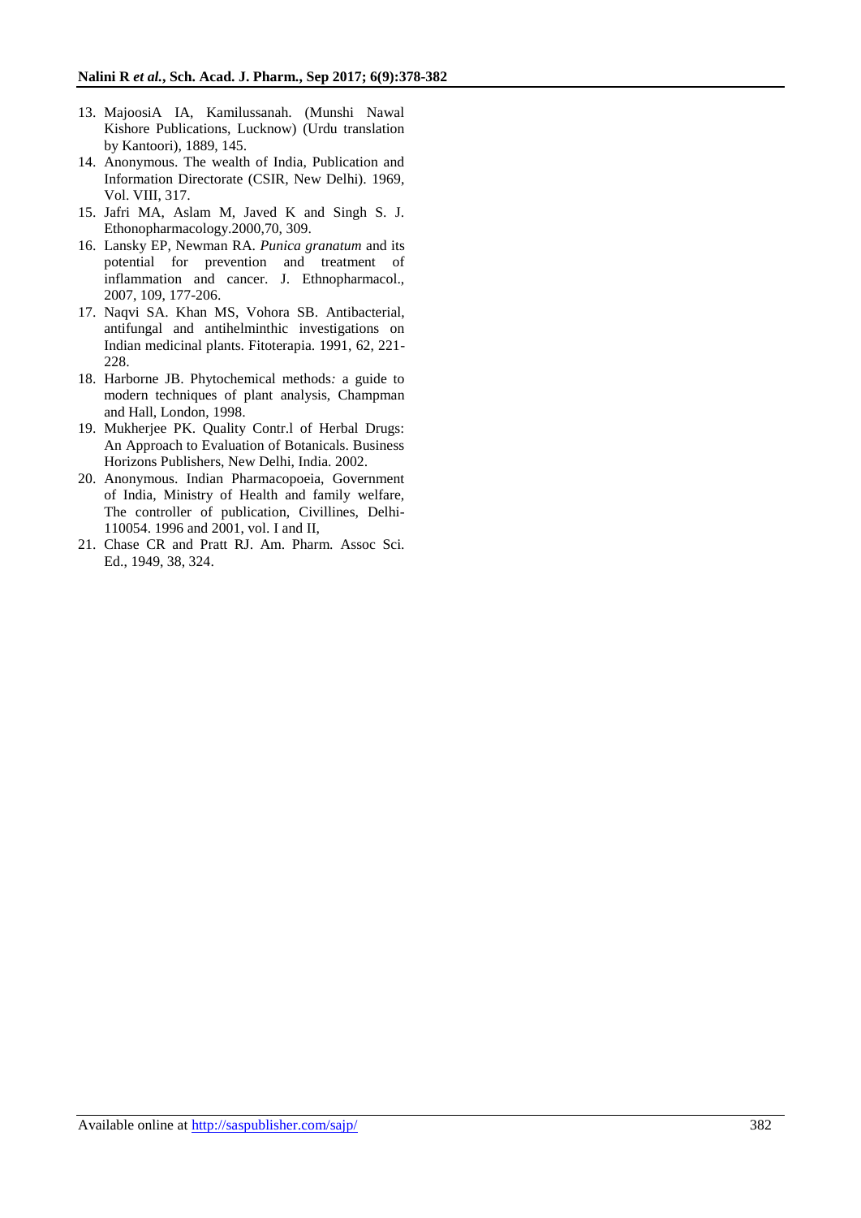13. MajoosiA IA, Kamilussanah. (Munshi Nawal Kishore Publications, Lucknow) (Urdu translation by Kantoori), 1889, 145.
14. Anonymous. The wealth of India, Publication and Information Directorate (CSIR, New Delhi). 1969, Vol. VIII, 317.
15. Jafri MA, Aslam M, Javed K and Singh S. J. Ethonopharmacology.2000,70, 309.
16. Lansky EP, Newman RA. *Punica granatum* and its potential for prevention and treatment of inflammation and cancer. J. Ethnopharmacol., 2007, 109, 177-206.
17. Naqvi SA. Khan MS, Vohora SB. Antibacterial, antifungal and antihelminthic investigations on Indian medicinal plants. Fitoterapia. 1991, 62, 221-228.
18. Harborne JB. Phytochemical methods*:* a guide to modern techniques of plant analysis, Champman and Hall, London, 1998.
19. Mukherjee PK. Quality Contr.l of Herbal Drugs: An Approach to Evaluation of Botanicals. Business Horizons Publishers, New Delhi, India. 2002.
20. Anonymous. Indian Pharmacopoeia, Government of India, Ministry of Health and family welfare, The controller of publication, Civillines, Delhi-110054. 1996 and 2001, vol. I and II,
21. Chase CR and Pratt RJ. Am. Pharm. Assoc Sci. Ed., 1949, 38, 324.